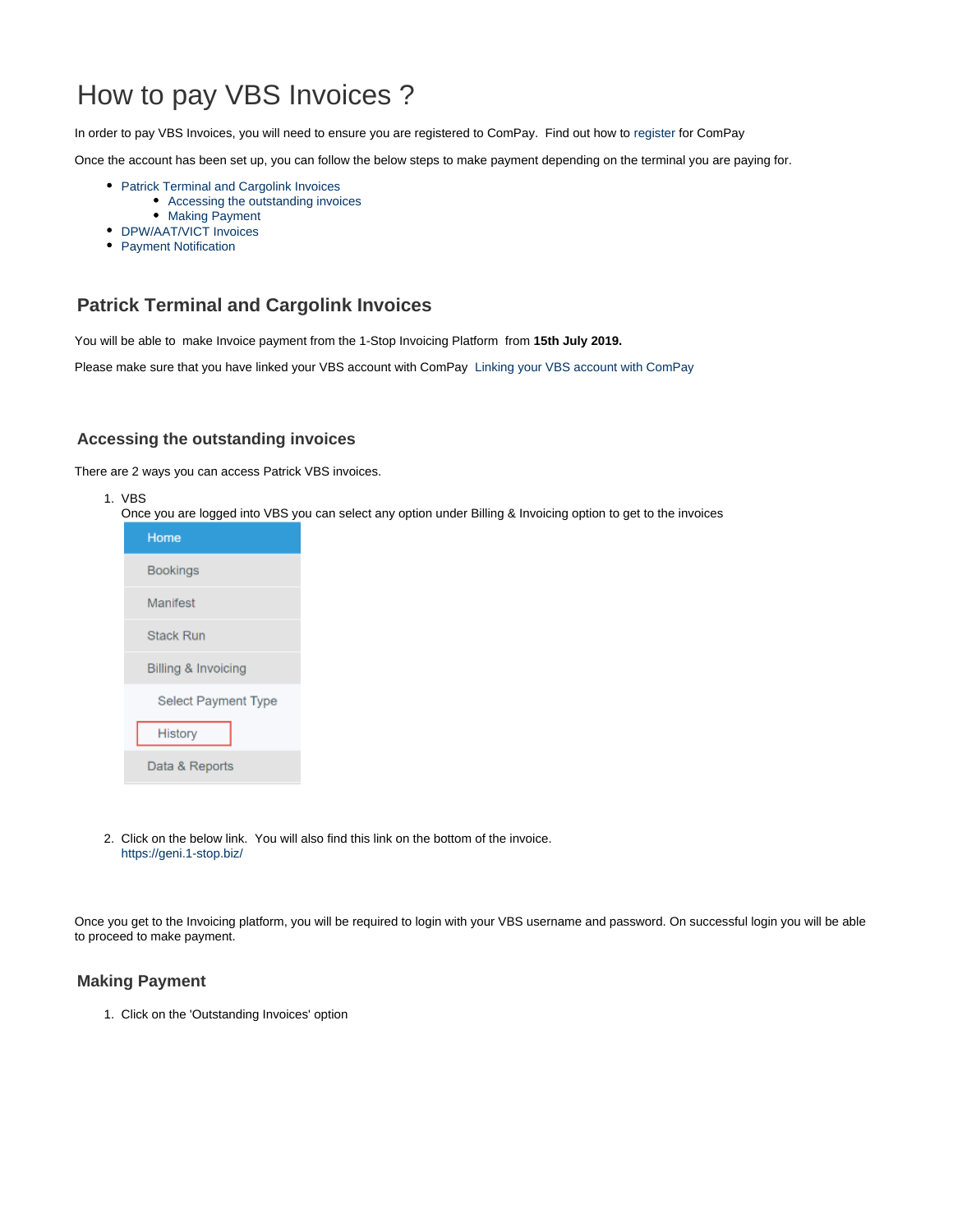# How to pay VBS Invoices ?

In order to pay VBS Invoices, you will need to ensure you are registered to ComPay. Find out how to register for ComPay

Once the account has been set up, you can follow the below steps to make payment depending on the terminal you are paying for.

- Patrick Terminal and Cargolink Invoices
  - Accessing the outstanding invoices
  - Making Payment
- DPW/AAT/VICT Invoices
- Payment Notification

## Patrick Terminal and Cargolink Invoices

You will be able to make Invoice payment from the 1-Stop Invoicing Platform from **15th July 2019.**

Please make sure that you have linked your VBS account with ComPay Linking your VBS account with ComPay

### Accessing the outstanding invoices

There are 2 ways you can access Patrick VBS invoices.

1. VBS
   Once you are logged into VBS you can select any option under Billing & Invoicing option to get to the invoices

   - Home
   - Bookings
   - Manifest
   - Stack Run
   - Billing & Invoicing
     - Select Payment Type
     - History
   - Data & Reports

2. Click on the below link. You will also find this link on the bottom of the invoice.
   https://geni.1-stop.biz/

Once you get to the Invoicing platform, you will be required to login with your VBS username and password. On successful login you will be able to proceed to make payment.

### Making Payment

1. Click on the 'Outstanding Invoices' option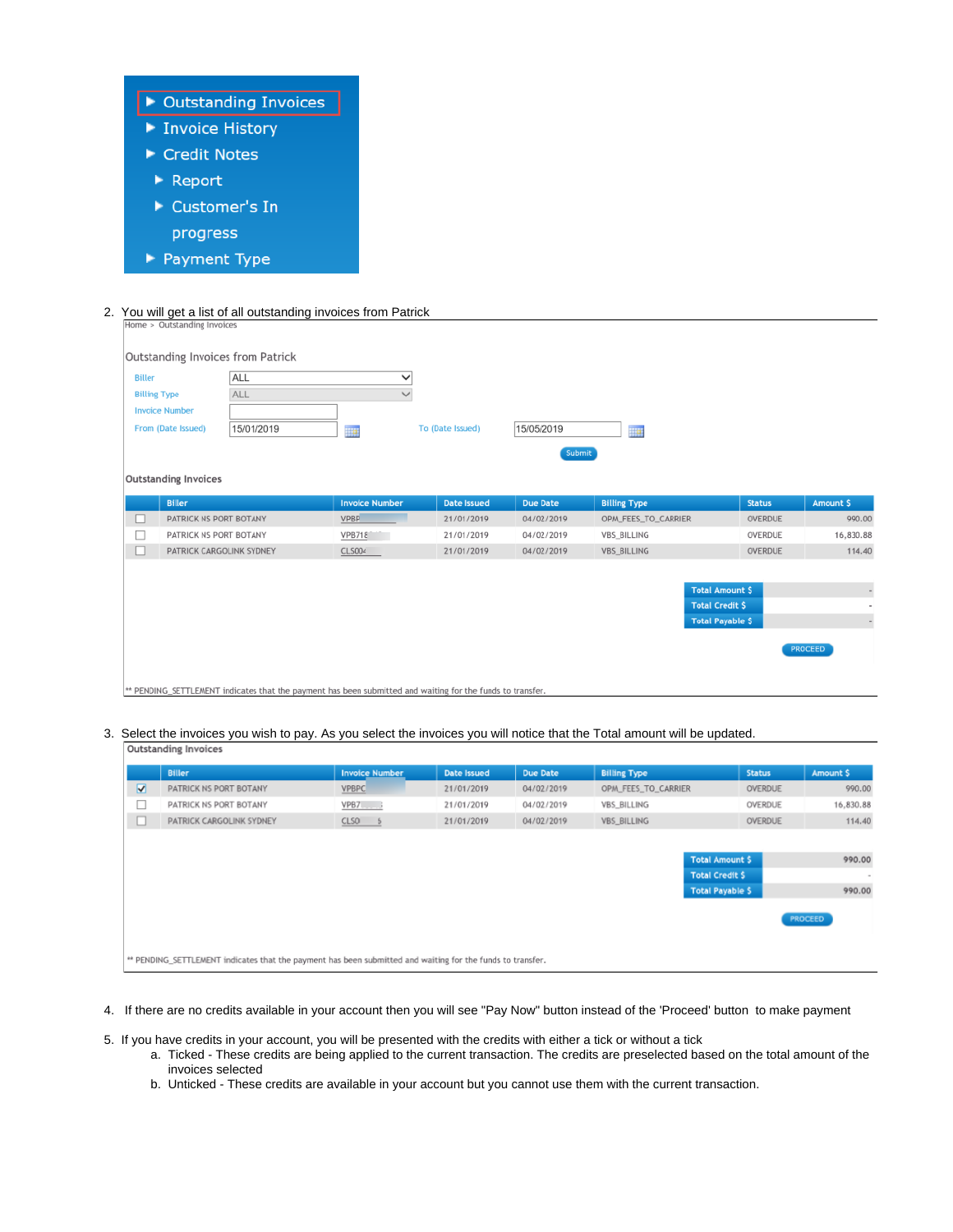- Outstanding Invoices
- Invoice History
- Credit Notes
  - Report
  - Customer's In progress
- Payment Type

2. You will get a list of all outstanding invoices from Patrick

Home > Outstanding Invoices

Outstanding Invoices from Patrick

Biller: ALL
Billing Type: ALL
Invoice Number:
From (Date Issued): 15/01/2019 To (Date Issued): 15/05/2019

Submit

**Outstanding Invoices**

| | Biller | Invoice Number | Date Issued | Due Date | Billing Type | Status | Amount $ |
|---|---|---|---|---|---|---|---|
| ☐ | PATRICK NS PORT BOTANY | VPBP | 21/01/2019 | 04/02/2019 | OPM_FEES_TO_CARRIER | OVERDUE | 990.00 |
| ☐ | PATRICK NS PORT BOTANY | VPB718 | 21/01/2019 | 04/02/2019 | VBS_BILLING | OVERDUE | 16,830.88 |
| ☐ | PATRICK CARGOLINK SYDNEY | CLS00 | 21/01/2019 | 04/02/2019 | VBS_BILLING | OVERDUE | 114.40 |

| | |
|---|---|
| Total Amount $ | - |
| Total Credit $ | - |
| Total Payable $ | - |

PROCEED

** PENDING_SETTLEMENT indicates that the payment has been submitted and waiting for the funds to transfer.

3. Select the invoices you wish to pay. As you select the invoices you will notice that the Total amount will be updated.

**Outstanding Invoices**

| | Biller | Invoice Number | Date Issued | Due Date | Billing Type | Status | Amount $ |
|---|---|---|---|---|---|---|---|
| ☑ | PATRICK NS PORT BOTANY | VPBPC | 21/01/2019 | 04/02/2019 | OPM_FEES_TO_CARRIER | OVERDUE | 990.00 |
| ☐ | PATRICK NS PORT BOTANY | VPB7 | 21/01/2019 | 04/02/2019 | VBS_BILLING | OVERDUE | 16,830.88 |
| ☐ | PATRICK CARGOLINK SYDNEY | CLSO | 21/01/2019 | 04/02/2019 | VBS_BILLING | OVERDUE | 114.40 |

| | |
|---|---|
| Total Amount $ | 990.00 |
| Total Credit $ | - |
| Total Payable $ | 990.00 |

PROCEED

** PENDING_SETTLEMENT indicates that the payment has been submitted and waiting for the funds to transfer.

4. If there are no credits available in your account then you will see "Pay Now" button instead of the 'Proceed' button to make payment

5. If you have credits in your account, you will be presented with the credits with either a tick or without a tick
   a. Ticked - These credits are being applied to the current transaction. The credits are preselected based on the total amount of the invoices selected
   b. Unticked - These credits are available in your account but you cannot use them with the current transaction.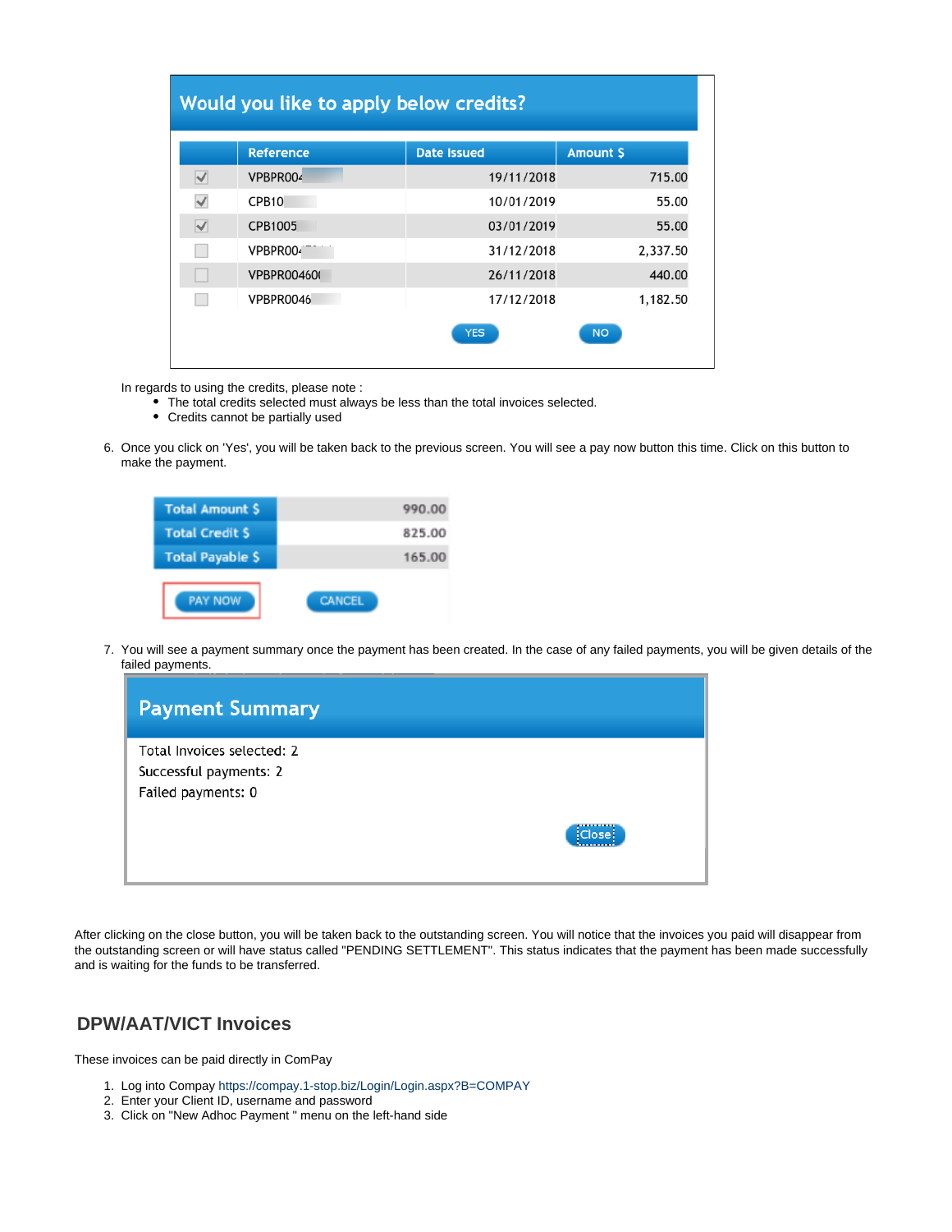## Would you like to apply below credits?

| | Reference | Date Issued | Amount $ |
|---|---|---|---|
| ☑ | VPBPR004 | 19/11/2018 | 715.00 |
| ☑ | CPB10 | 10/01/2019 | 55.00 |
| ☑ | CPB1005 | 03/01/2019 | 55.00 |
| ☐ | VPBPR004 | 31/12/2018 | 2,337.50 |
| ☐ | VPBPR00460 | 26/11/2018 | 440.00 |
| ☐ | VPBPR0046 | 17/12/2018 | 1,182.50 |

YES NO

In regards to using the credits, please note :

- The total credits selected must always be less than the total invoices selected.
- Credits cannot be partially used

6. Once you click on 'Yes', you will be taken back to the previous screen. You will see a pay now button this time. Click on this button to make the payment.

| | |
|---|---|
| Total Amount $ | 990.00 |
| Total Credit $ | 825.00 |
| Total Payable $ | 165.00 |

PAY NOW CANCEL

7. You will see a payment summary once the payment has been created. In the case of any failed payments, you will be given details of the failed payments.

## Payment Summary

Total Invoices selected: 2
Successful payments: 2
Failed payments: 0

Close

After clicking on the close button, you will be taken back to the outstanding screen. You will notice that the invoices you paid will disappear from the outstanding screen or will have status called "PENDING SETTLEMENT". This status indicates that the payment has been made successfully and is waiting for the funds to be transferred.

## DPW/AAT/VICT Invoices

These invoices can be paid directly in ComPay

1. Log into Compay https://compay.1-stop.biz/Login/Login.aspx?B=COMPAY
2. Enter your Client ID, username and password
3. Click on "New Adhoc Payment " menu on the left-hand side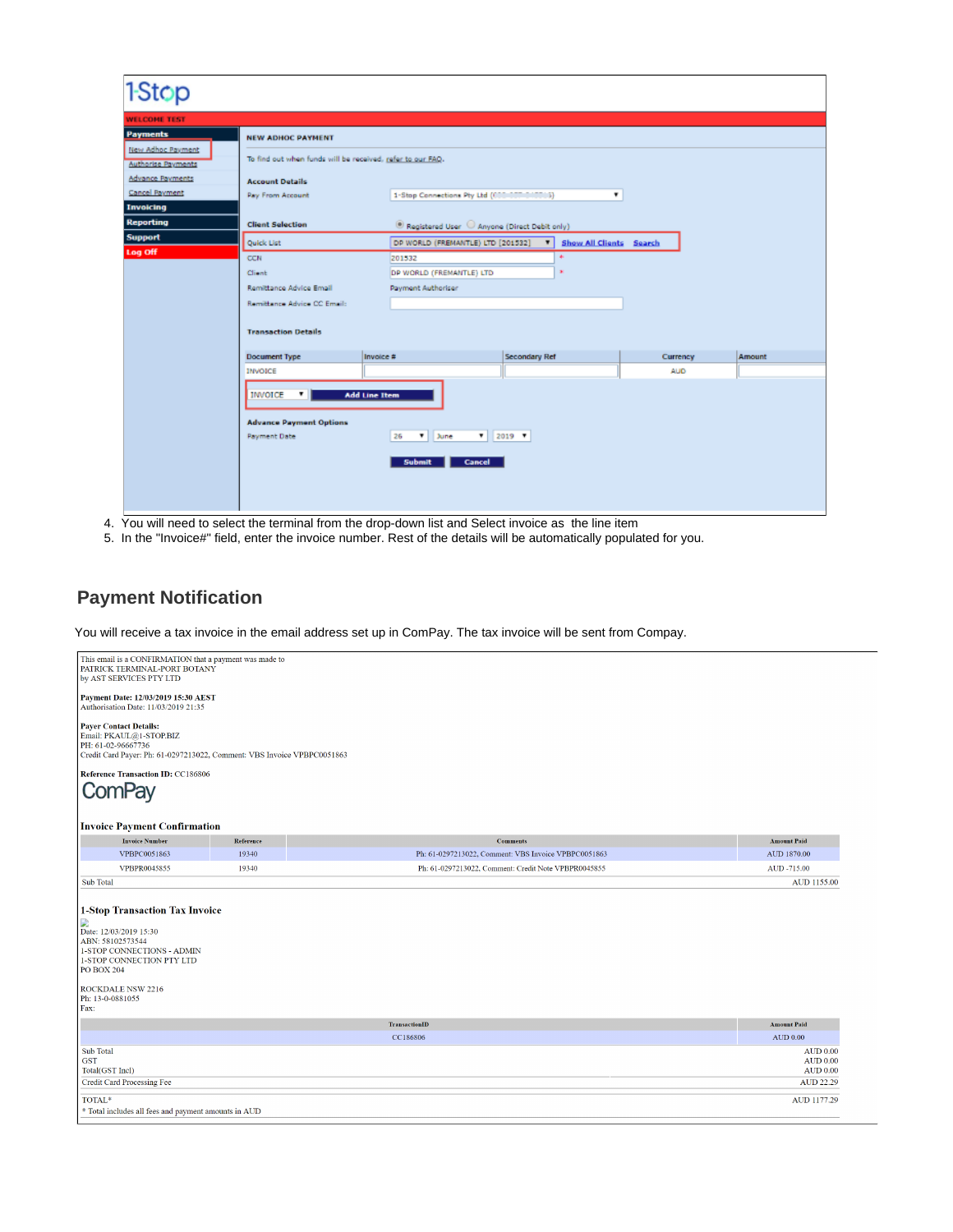4. You will need to select the terminal from the drop-down list and Select invoice as the line item
5. In the "Invoice#" field, enter the invoice number. Rest of the details will be automatically populated for you.

## Payment Notification

You will receive a tax invoice in the email address set up in ComPay. The tax invoice will be sent from Compay.

This email is a CONFIRMATION that a payment was made to
PATRICK TERMINAL-PORT BOTANY
by AST SERVICES PTY LTD

**Payment Date: 12/03/2019 15:30 AEST**
Authorisation Date: 11/03/2019 21:35

**Payer Contact Details:**
Email: PKAUL@1-STOP.BIZ
PH: 61-02-96667736
Credit Card Payer: Ph: 61-0297213022, Comment: VBS Invoice VPBPC0051863

**Reference Transaction ID:** CC186806

ComPay

**Invoice Payment Confirmation**

| Invoice Number | Reference | Comments | Amount Paid |
|---|---|---|---|
| VPBPC0051863 | 19340 | Ph: 61-0297213022, Comment: VBS Invoice VPBPC0051863 | AUD 1870.00 |
| VPBPR0045855 | 19340 | Ph: 61-0297213022, Comment: Credit Note VPBPR0045855 | AUD -715.00 |
| Sub Total | | | AUD 1155.00 |

**1-Stop Transaction Tax Invoice**

Date: 12/03/2019 15:30
ABN: 58102573544
1-STOP CONNECTIONS - ADMIN
1-STOP CONNECTION PTY LTD
PO BOX 204

ROCKDALE NSW 2216
Ph: 13-0-0881055
Fax:

| TransactionID | Amount Paid |
|---|---|
| CC186806 | AUD 0.00 |
| Sub Total | AUD 0.00 |
| GST | AUD 0.00 |
| Total(GST Incl) | AUD 0.00 |
| Credit Card Processing Fee | AUD 22.29 |
| TOTAL* | AUD 1177.29 |

\* Total includes all fees and payment amounts in AUD